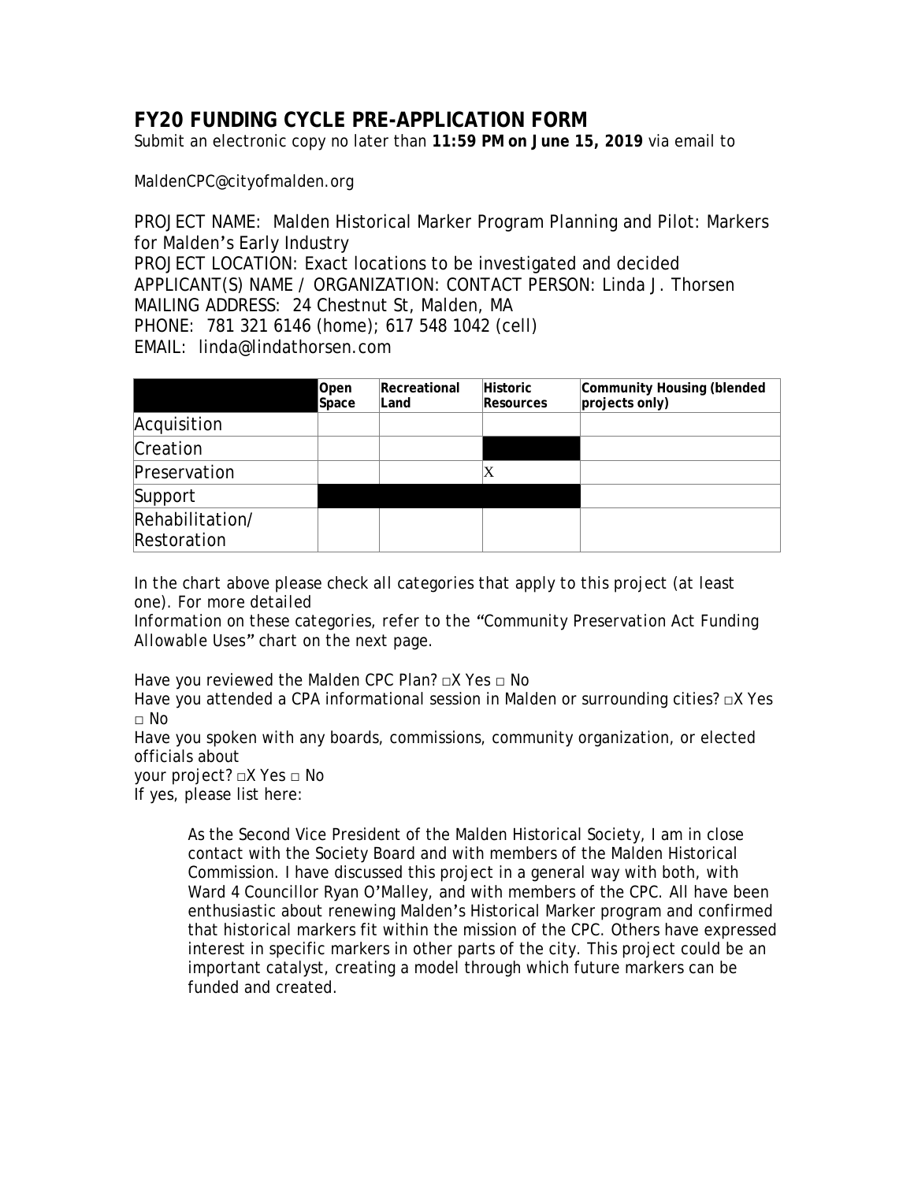## FY20 FUNDING CYCLE PRE-APPLICATION FORM

Submit an electronic copy no later than **11:59 PM on June 15, 2019** via email to

MaldenCPC@cityofmalden.org

PROJECT NAME: Malden Historical Marker Program Planning and Pilot: Markers for Malden's Early Industry
PROJECT LOCATION: Exact locations to be investigated and decided
APPLICANT(S) NAME / ORGANIZATION: CONTACT PERSON: Linda J. Thorsen
MAILING ADDRESS: 24 Chestnut St, Malden, MA
PHONE: 781 321 6146 (home); 617 548 1042 (cell)
EMAIL: linda@lindathorsen.com

| | Open Space | Recreational Land | Historic Resources | Community Housing (blended projects only) |
|---|---|---|---|---|
| Acquisition | | | | |
| Creation | | | | |
| Preservation | | | X | |
| Support | | | | |
| Rehabilitation/ Restoration | | | | |

*In the chart above please check all categories that apply to this project (at least one). For more detailed Information on these categories, refer to the "Community Preservation Act Funding Allowable Uses" chart on the next page.*

Have you reviewed the Malden CPC Plan? □X Yes □ No
Have you attended a CPA informational session in Malden or surrounding cities? □X Yes □ No
Have you spoken with any boards, commissions, community organization, or elected officials about your project? □X Yes □ No
If yes, please list here:

> As the Second Vice President of the Malden Historical Society, I am in close contact with the Society Board and with members of the Malden Historical Commission. I have discussed this project in a general way with both, with Ward 4 Councillor Ryan O'Malley, and with members of the CPC. All have been enthusiastic about renewing Malden's Historical Marker program and confirmed that historical markers fit within the mission of the CPC. Others have expressed interest in specific markers in other parts of the city. This project could be an important catalyst, creating a model through which future markers can be funded and created.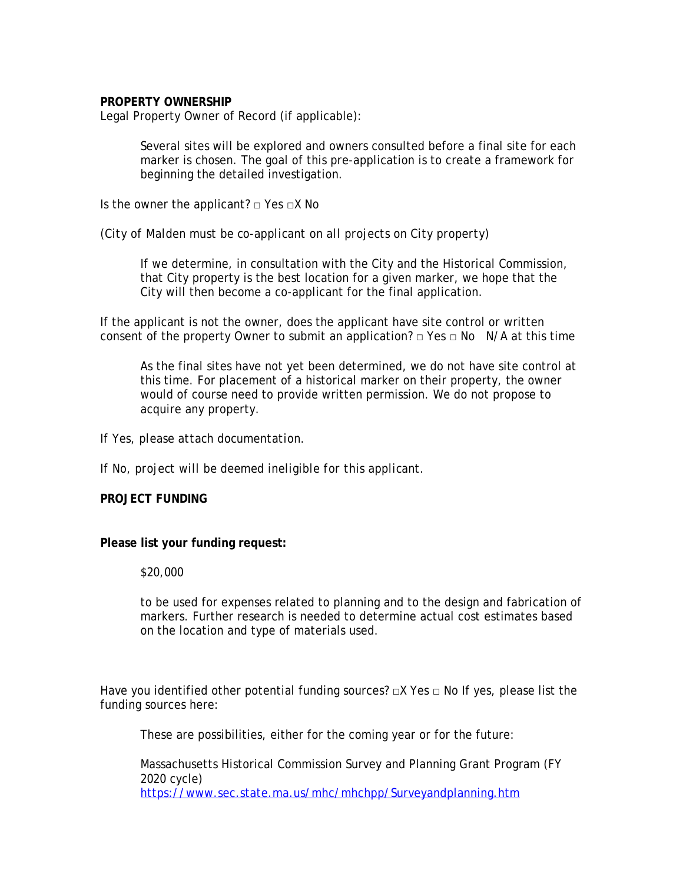**PROPERTY OWNERSHIP**

Legal Property Owner of Record (if applicable):

> Several sites will be explored and owners consulted before a final site for each marker is chosen. The goal of this pre-application is to create a framework for beginning the detailed investigation.

Is the owner the applicant? □ Yes □X No

*(City of Malden must be co-applicant on all projects on City property)*

> If we determine, in consultation with the City and the Historical Commission, that City property is the best location for a given marker, we hope that the City will then become a co-applicant for the final application.

If the applicant is not the owner, does the applicant have site control or written consent of the property Owner to submit an application? □ Yes □ No  N/A at this time

> As the final sites have not yet been determined, we do not have site control at this time. For placement of a historical marker on their property, the owner would of course need to provide written permission. We do not propose to acquire any property.

*If Yes, please attach documentation.*

*If No, project will be deemed ineligible for this applicant.*

**PROJECT FUNDING**

**Please list your funding request:**

> $20,000
>
> to be used for expenses related to planning and to the design and fabrication of markers. Further research is needed to determine actual cost estimates based on the location and type of materials used.

Have you identified other potential funding sources? □X Yes □ No If yes, please list the funding sources here:

> These are possibilities, either for the coming year or for the future:
>
> Massachusetts Historical Commission Survey and Planning Grant Program (FY 2020 cycle)
> https://www.sec.state.ma.us/mhc/mhchpp/Surveyandplanning.htm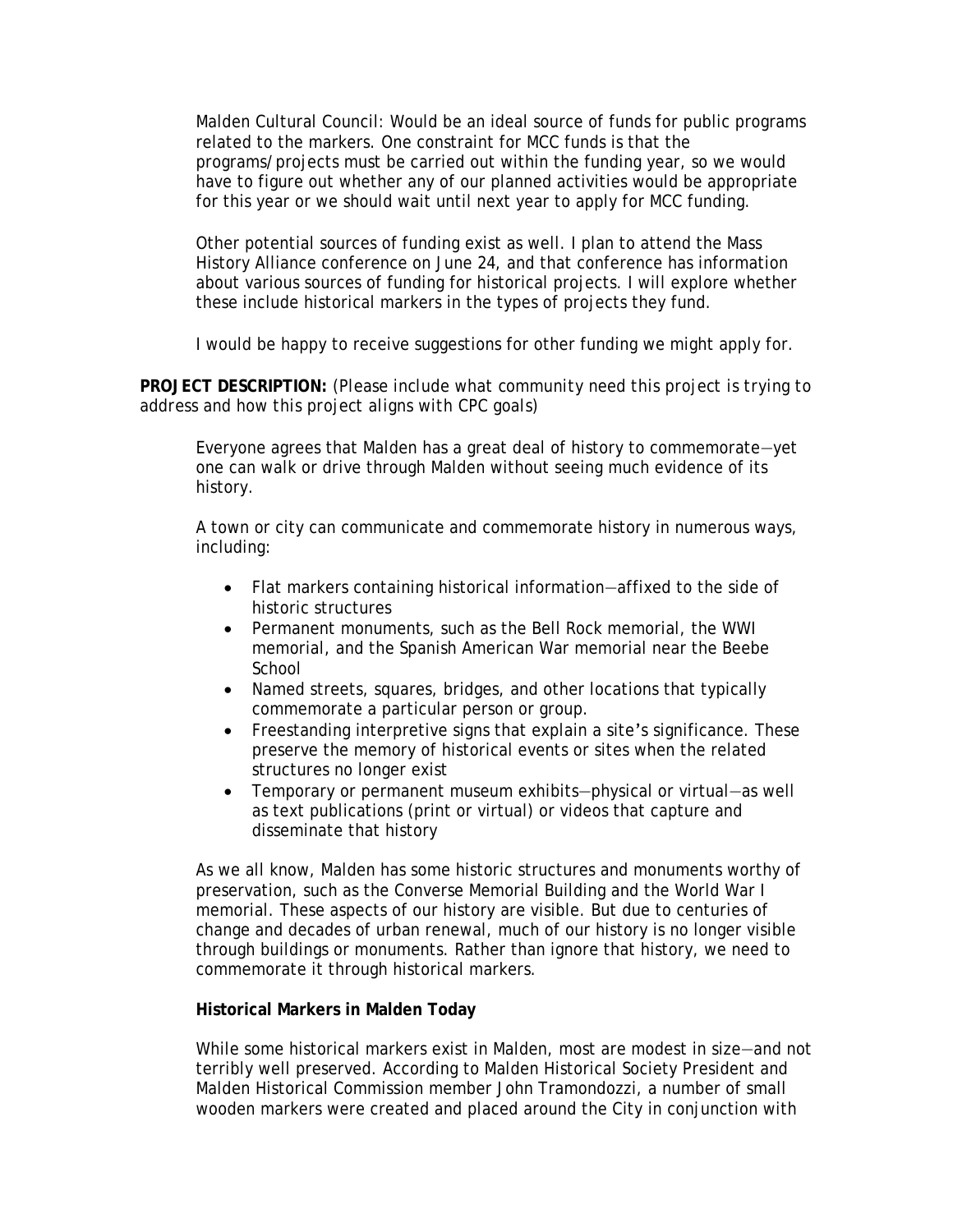Malden Cultural Council: Would be an ideal source of funds for public programs related to the markers. One constraint for MCC funds is that the programs/projects must be carried out within the funding year, so we would have to figure out whether any of our planned activities would be appropriate for this year or we should wait until next year to apply for MCC funding.

Other potential sources of funding exist as well. I plan to attend the Mass History Alliance conference on June 24, and that conference has information about various sources of funding for historical projects. I will explore whether these include historical markers in the types of projects they fund.

I would be happy to receive suggestions for other funding we might apply for.

**PROJECT DESCRIPTION:** *(Please include what community need this project is trying to address and how this project aligns with CPC goals)*

Everyone agrees that Malden has a great deal of history to commemorate—yet one can walk or drive through Malden without seeing much evidence of its history.

A town or city can communicate and commemorate history in numerous ways, including:

- Flat markers containing historical information—affixed to the side of historic structures
- Permanent monuments, such as the Bell Rock memorial, the WWI memorial, and the Spanish American War memorial near the Beebe School
- Named streets, squares, bridges, and other locations that typically commemorate a particular person or group.
- Freestanding interpretive signs that explain a site's significance. These preserve the memory of historical events or sites when the related structures no longer exist
- Temporary or permanent museum exhibits—physical or virtual—as well as text publications (print or virtual) or videos that capture and disseminate that history

As we all know, Malden has some historic structures and monuments worthy of preservation, such as the Converse Memorial Building and the World War I memorial. These aspects of our history are visible. But due to centuries of change and decades of urban renewal, much of our history is no longer visible through buildings or monuments. Rather than ignore that history, we need to commemorate it through historical markers.

**Historical Markers in Malden Today**

While some historical markers exist in Malden, most are modest in size—and not terribly well preserved. According to Malden Historical Society President and Malden Historical Commission member John Tramondozzi, a number of small wooden markers were created and placed around the City in conjunction with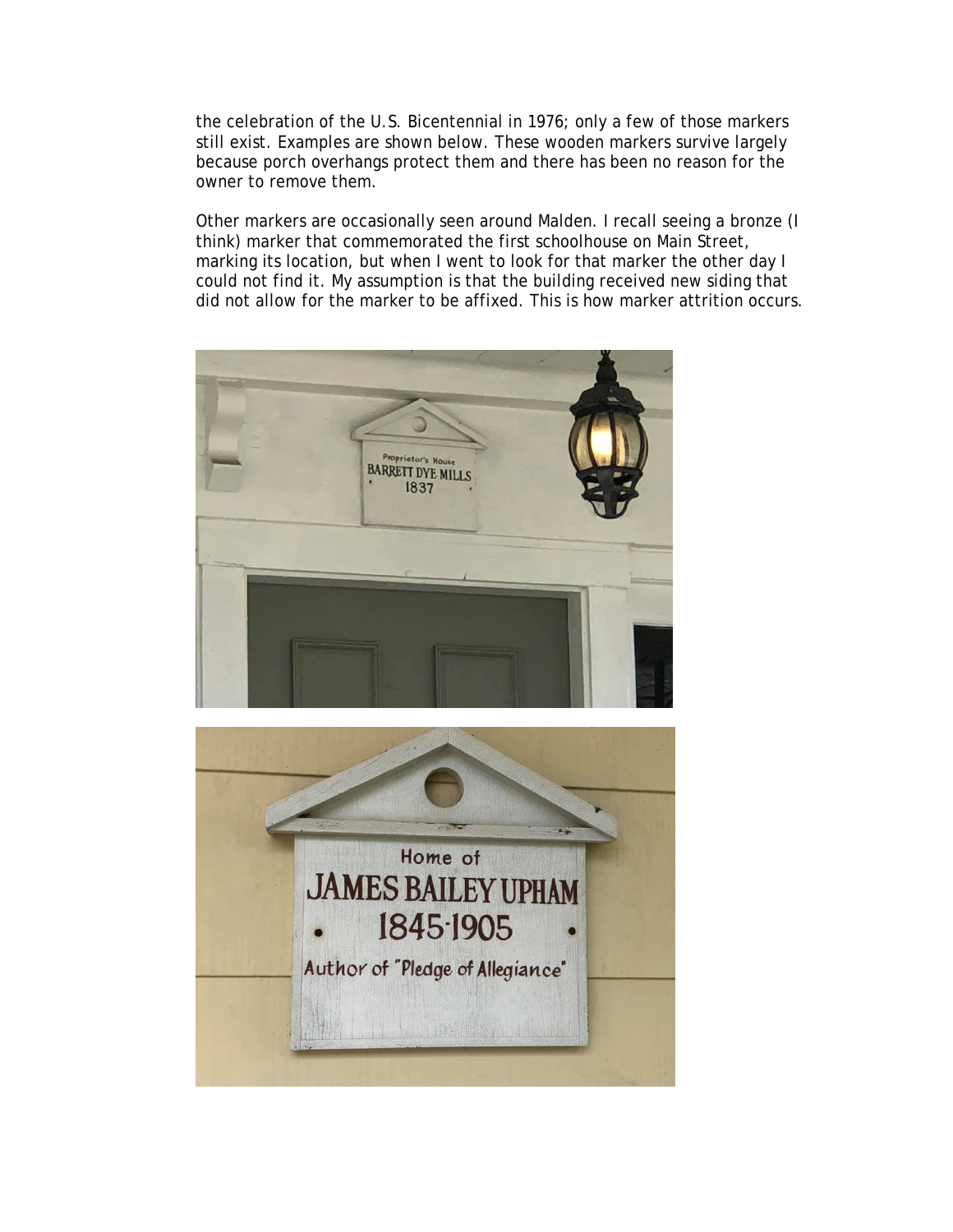the celebration of the U.S. Bicentennial in 1976; only a few of those markers still exist. Examples are shown below. These wooden markers survive largely because porch overhangs protect them and there has been no reason for the owner to remove them.

Other markers are occasionally seen around Malden. I recall seeing a bronze (I think) marker that commemorated the first schoolhouse on Main Street, marking its location, but when I went to look for that marker the other day I could not find it. My assumption is that the building received new siding that did not allow for the marker to be affixed. This is how marker attrition occurs.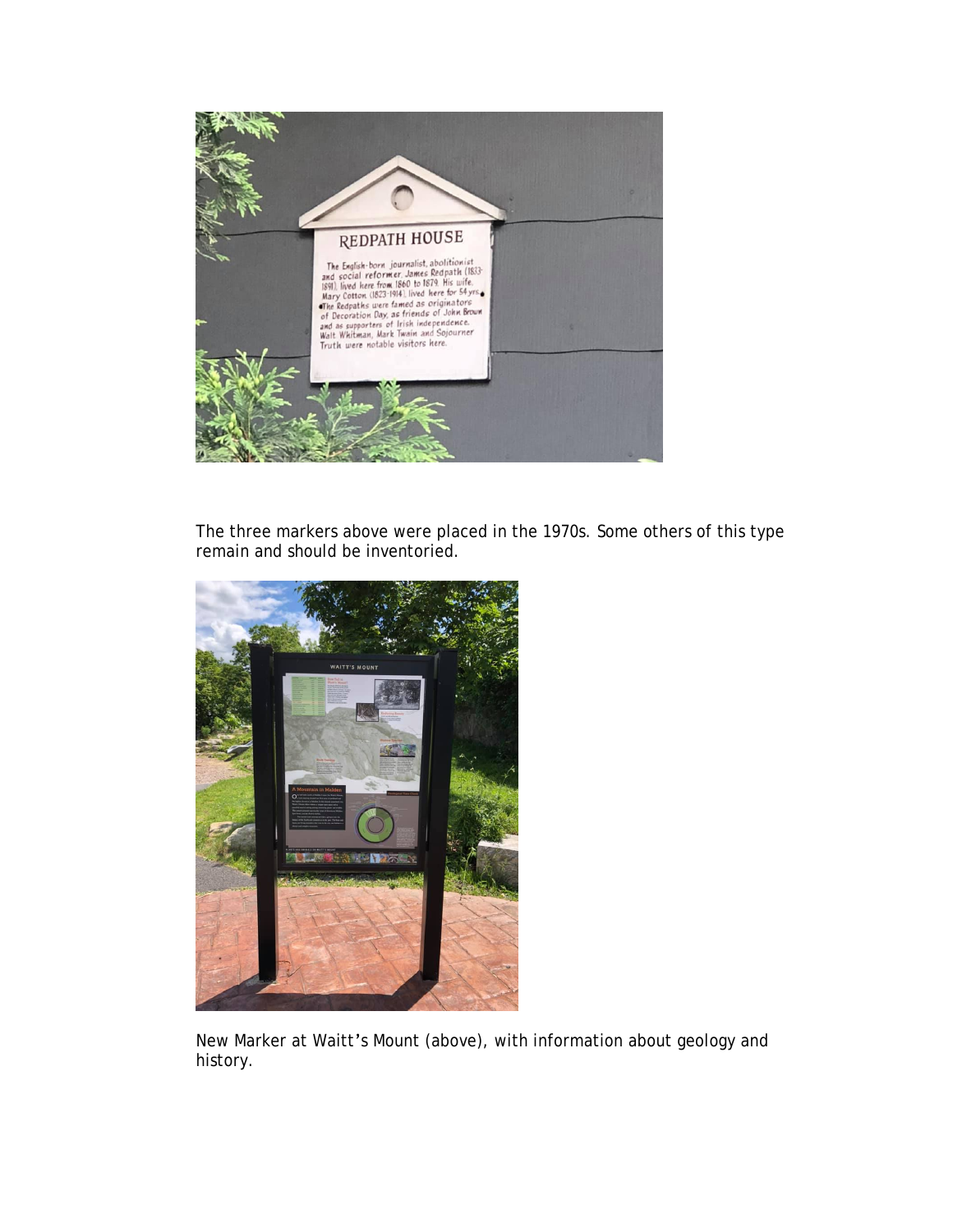The three markers above were placed in the 1970s. Some others of this type remain and should be inventoried.

New Marker at Waitt's Mount (above), with information about geology and history.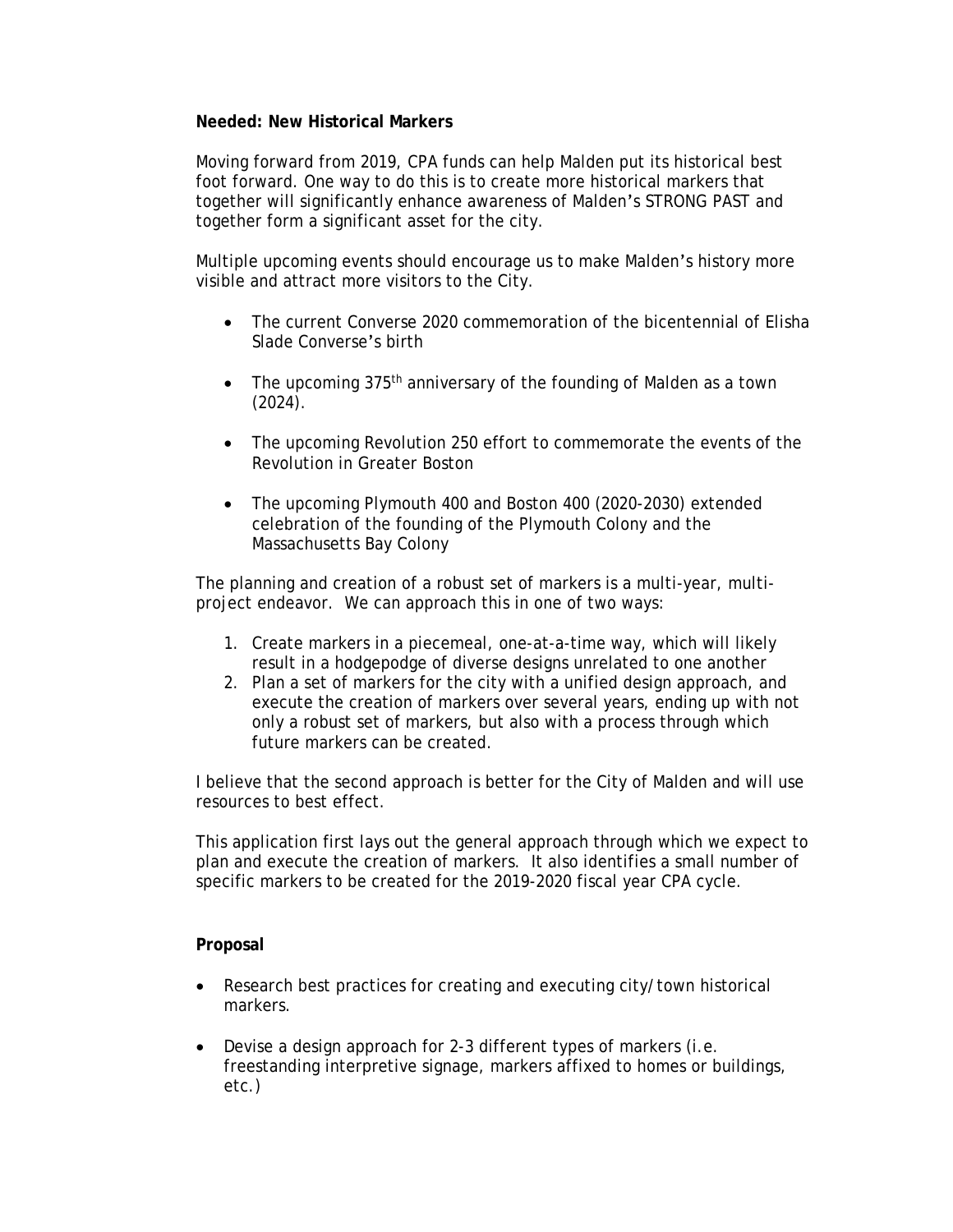**Needed: New Historical Markers**

Moving forward from 2019, CPA funds can help Malden put its historical best foot forward. One way to do this is to create more historical markers that together will significantly enhance awareness of Malden's STRONG PAST and together form a significant asset for the city.

Multiple upcoming events should encourage us to make Malden's history more visible and attract more visitors to the City.

- The current Converse 2020 commemoration of the bicentennial of Elisha Slade Converse's birth
- The upcoming 375th anniversary of the founding of Malden as a town (2024).
- The upcoming Revolution 250 effort to commemorate the events of the Revolution in Greater Boston
- The upcoming Plymouth 400 and Boston 400 (2020-2030) extended celebration of the founding of the Plymouth Colony and the Massachusetts Bay Colony

The planning and creation of a robust set of markers is a multi-year, multi-project endeavor. We can approach this in one of two ways:

1. Create markers in a piecemeal, one-at-a-time way, which will likely result in a hodgepodge of diverse designs unrelated to one another
2. Plan a set of markers for the city with a unified design approach, and execute the creation of markers over several years, ending up with not only a robust set of markers, but also with a process through which future markers can be created.

I believe that the second approach is better for the City of Malden and will use resources to best effect.

This application first lays out the general approach through which we expect to plan and execute the creation of markers. It also identifies a small number of specific markers to be created for the 2019-2020 fiscal year CPA cycle.

**Proposal**

- Research best practices for creating and executing city/town historical markers.
- Devise a design approach for 2-3 different types of markers (i.e. freestanding interpretive signage, markers affixed to homes or buildings, etc.)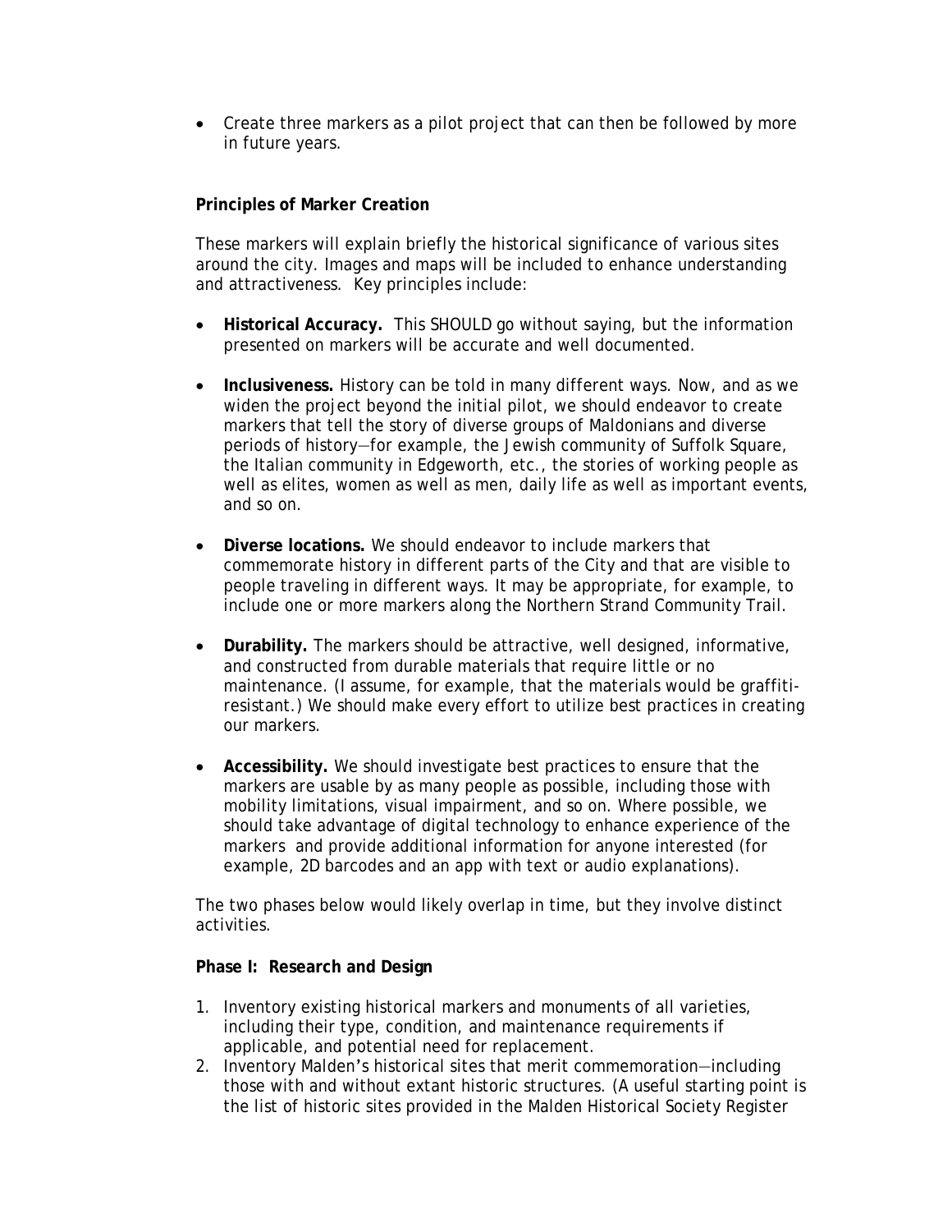- Create three markers as a pilot project that can then be followed by more in future years.

**Principles of Marker Creation**

These markers will explain briefly the historical significance of various sites around the city. Images and maps will be included to enhance understanding and attractiveness. Key principles include:

- **Historical Accuracy.** This SHOULD go without saying, but the information presented on markers will be accurate and well documented.
- **Inclusiveness.** History can be told in many different ways. Now, and as we widen the project beyond the initial pilot, we should endeavor to create markers that tell the story of diverse groups of Maldonians and diverse periods of history—for example, the Jewish community of Suffolk Square, the Italian community in Edgeworth, etc., the stories of working people as well as elites, women as well as men, daily life as well as important events, and so on.
- **Diverse locations.** We should endeavor to include markers that commemorate history in different parts of the City and that are visible to people traveling in different ways. It may be appropriate, for example, to include one or more markers along the Northern Strand Community Trail.
- **Durability.** The markers should be attractive, well designed, informative, and constructed from durable materials that require little or no maintenance. (I assume, for example, that the materials would be graffiti-resistant.) We should make every effort to utilize best practices in creating our markers.
- **Accessibility.** We should investigate best practices to ensure that the markers are usable by as many people as possible, including those with mobility limitations, visual impairment, and so on. Where possible, we should take advantage of digital technology to enhance experience of the markers and provide additional information for anyone interested (for example, 2D barcodes and an app with text or audio explanations).

The two phases below would likely overlap in time, but they involve distinct activities.

**Phase I: Research and Design**

1. Inventory existing historical markers and monuments of all varieties, including their type, condition, and maintenance requirements if applicable, and potential need for replacement.
2. Inventory Malden's historical sites that merit commemoration—including those with and without extant historic structures. (A useful starting point is the list of historic sites provided in the Malden Historical Society Register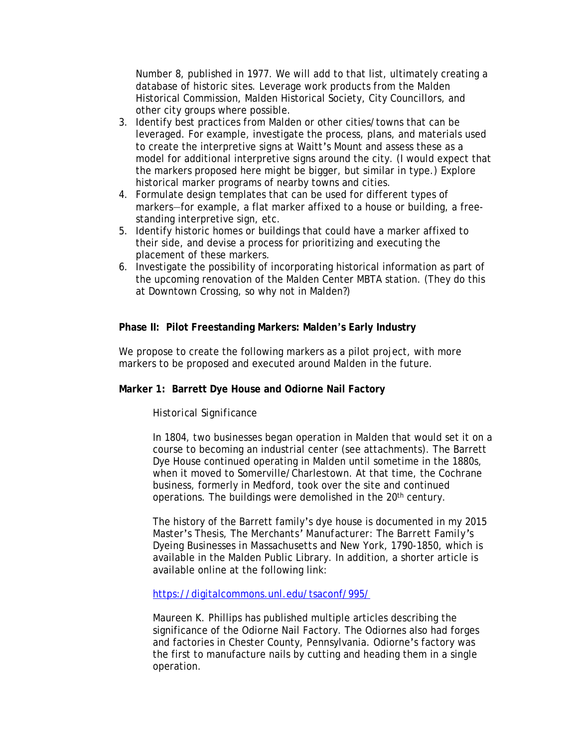Number 8, published in 1977. We will add to that list, ultimately creating a database of historic sites. Leverage work products from the Malden Historical Commission, Malden Historical Society, City Councillors, and other city groups where possible.

3. Identify best practices from Malden or other cities/towns that can be leveraged. For example, investigate the process, plans, and materials used to create the interpretive signs at Waitt's Mount and assess these as a model for additional interpretive signs around the city. (I would expect that the markers proposed here might be bigger, but similar in type.) Explore historical marker programs of nearby towns and cities.
4. Formulate design templates that can be used for different types of markers—for example, a flat marker affixed to a house or building, a free-standing interpretive sign, etc.
5. Identify historic homes or buildings that could have a marker affixed to their side, and devise a process for prioritizing and executing the placement of these markers.
6. Investigate the possibility of incorporating historical information as part of the upcoming renovation of the Malden Center MBTA station. (They do this at Downtown Crossing, so why not in Malden?)

**Phase II: Pilot Freestanding Markers: Malden's Early Industry**

We propose to create the following markers as a pilot project, with more markers to be proposed and executed around Malden in the future.

**Marker 1: Barrett Dye House and Odiorne Nail Factory**

*Historical Significance*

In 1804, two businesses began operation in Malden that would set it on a course to becoming an industrial center (see attachments). The Barrett Dye House continued operating in Malden until sometime in the 1880s, when it moved to Somerville/Charlestown. At that time, the Cochrane business, formerly in Medford, took over the site and continued operations. The buildings were demolished in the 20th century.

The history of the Barrett family's dye house is documented in my 2015 Master's Thesis, *The Merchants' Manufacturer: The Barrett Family's Dyeing Businesses in Massachusetts and New York, 1790-1850*, which is available in the Malden Public Library. In addition, a shorter article is available online at the following link:

https://digitalcommons.unl.edu/tsaconf/995/

Maureen K. Phillips has published multiple articles describing the significance of the Odiorne Nail Factory. The Odiornes also had forges and factories in Chester County, Pennsylvania. Odiorne's factory was the first to manufacture nails by cutting and heading them in a single operation.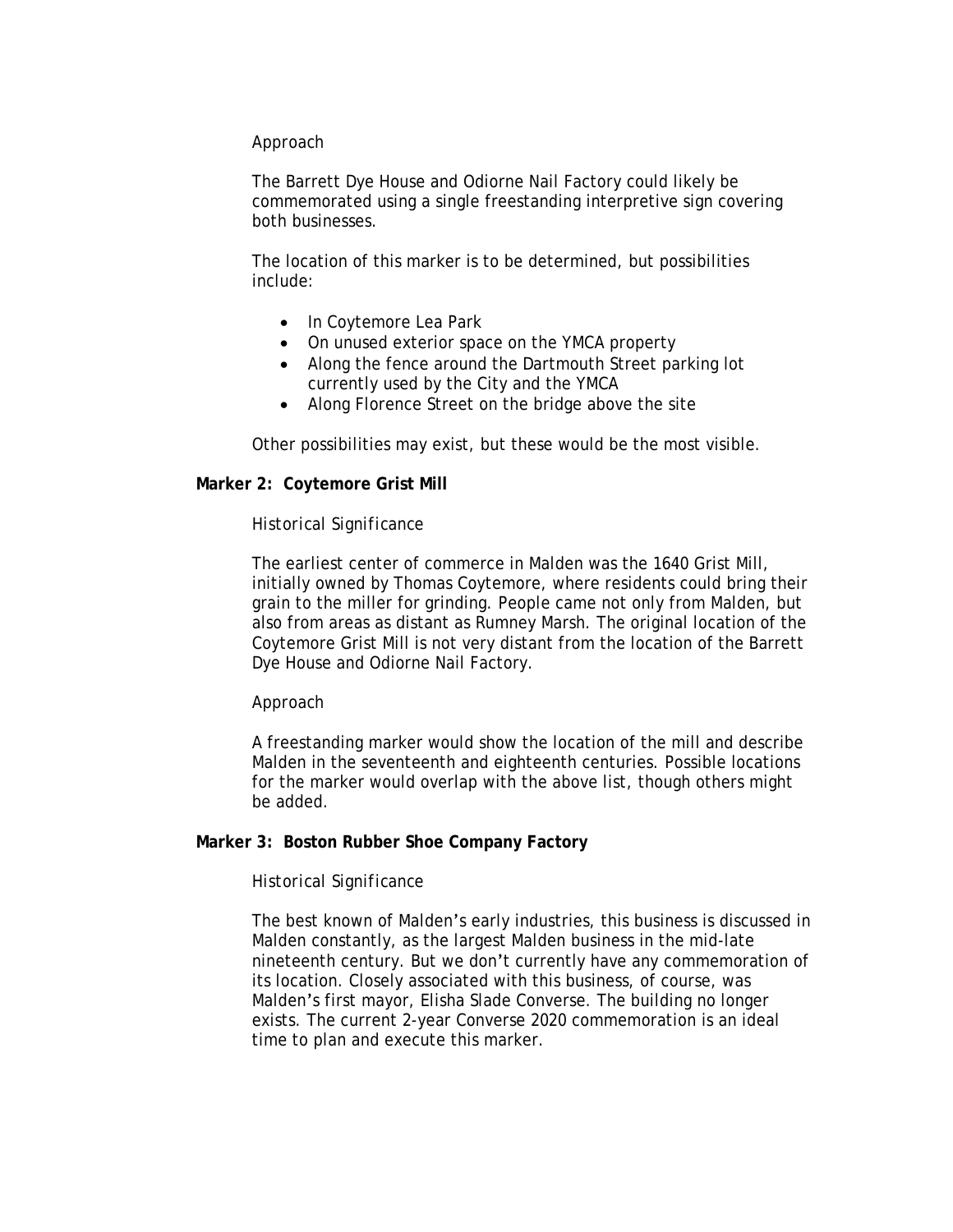*Approach*

The Barrett Dye House and Odiorne Nail Factory could likely be commemorated using a single freestanding interpretive sign covering both businesses.

The location of this marker is to be determined, but possibilities include:

- In Coytemore Lea Park
- On unused exterior space on the YMCA property
- Along the fence around the Dartmouth Street parking lot currently used by the City and the YMCA
- Along Florence Street on the bridge above the site

Other possibilities may exist, but these would be the most visible.

**Marker 2: Coytemore Grist Mill**

*Historical Significance*

The earliest center of commerce in Malden was the 1640 Grist Mill, initially owned by Thomas Coytemore, where residents could bring their grain to the miller for grinding. People came not only from Malden, but also from areas as distant as Rumney Marsh. The original location of the Coytemore Grist Mill is not very distant from the location of the Barrett Dye House and Odiorne Nail Factory.

*Approach*

A freestanding marker would show the location of the mill and describe Malden in the seventeenth and eighteenth centuries. Possible locations for the marker would overlap with the above list, though others might be added.

**Marker 3: Boston Rubber Shoe Company Factory**

*Historical Significance*

The best known of Malden's early industries, this business is discussed in Malden constantly, as the largest Malden business in the mid-late nineteenth century. But we don't currently have any commemoration of its location. Closely associated with this business, of course, was Malden's first mayor, Elisha Slade Converse. The building no longer exists. The current 2-year Converse 2020 commemoration is an ideal time to plan and execute this marker.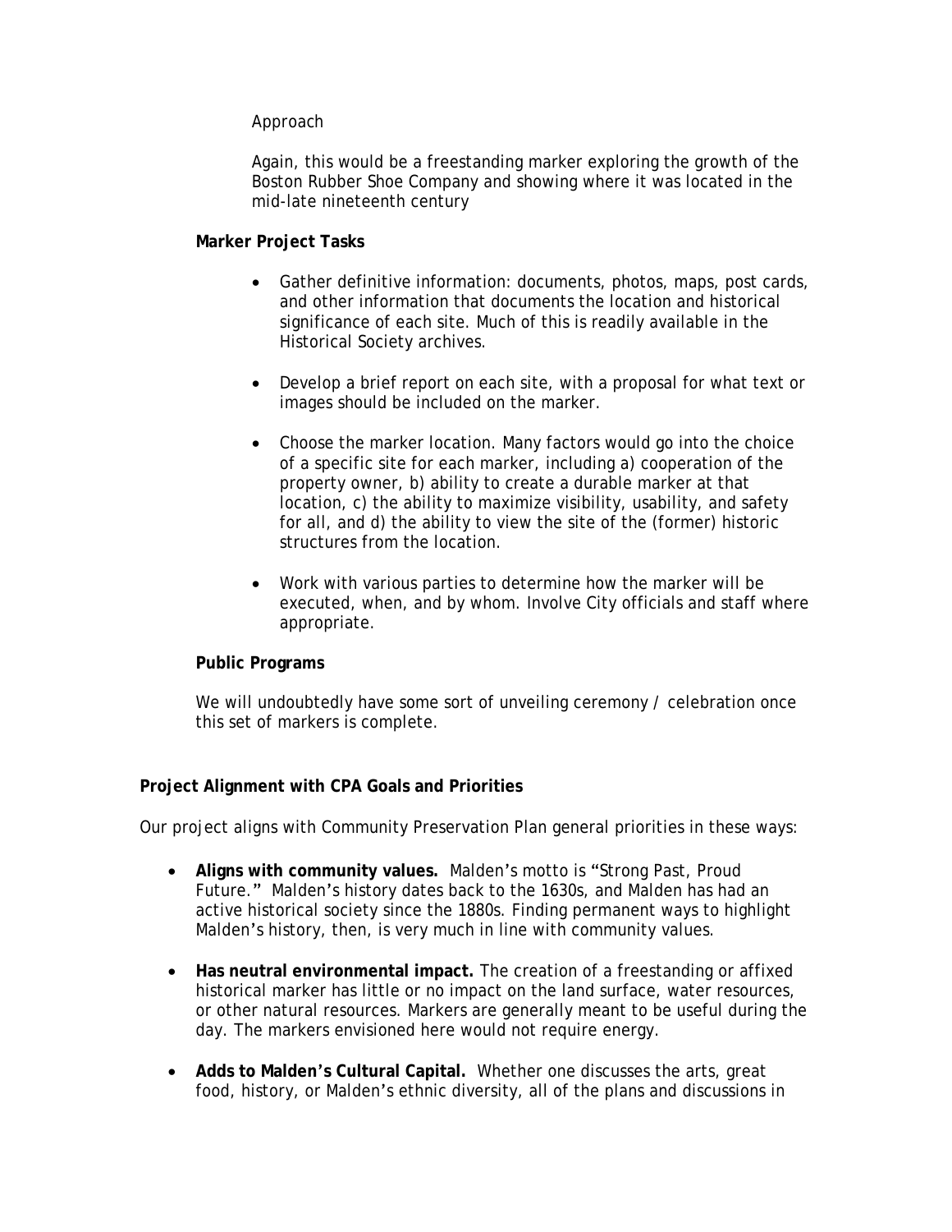Approach

Again, this would be a freestanding marker exploring the growth of the Boston Rubber Shoe Company and showing where it was located in the mid-late nineteenth century

**Marker Project Tasks**

- Gather definitive information: documents, photos, maps, post cards, and other information that documents the location and historical significance of each site. Much of this is readily available in the Historical Society archives.

- Develop a brief report on each site, with a proposal for what text or images should be included on the marker.

- Choose the marker location. Many factors would go into the choice of a specific site for each marker, including a) cooperation of the property owner, b) ability to create a durable marker at that location, c) the ability to maximize visibility, usability, and safety for all, and d) the ability to view the site of the (former) historic structures from the location.

- Work with various parties to determine how the marker will be executed, when, and by whom. Involve City officials and staff where appropriate.

**Public Programs**

We will undoubtedly have some sort of unveiling ceremony / celebration once this set of markers is complete.

**Project Alignment with CPA Goals and Priorities**

Our project aligns with Community Preservation Plan general priorities in these ways:

- **Aligns with community values.** Malden's motto is "Strong Past, Proud Future." Malden's history dates back to the 1630s, and Malden has had an active historical society since the 1880s. Finding permanent ways to highlight Malden's history, then, is very much in line with community values.

- **Has neutral environmental impact.** The creation of a freestanding or affixed historical marker has little or no impact on the land surface, water resources, or other natural resources. Markers are generally meant to be useful during the day. The markers envisioned here would not require energy.

- **Adds to Malden's Cultural Capital.** Whether one discusses the arts, great food, history, or Malden's ethnic diversity, all of the plans and discussions in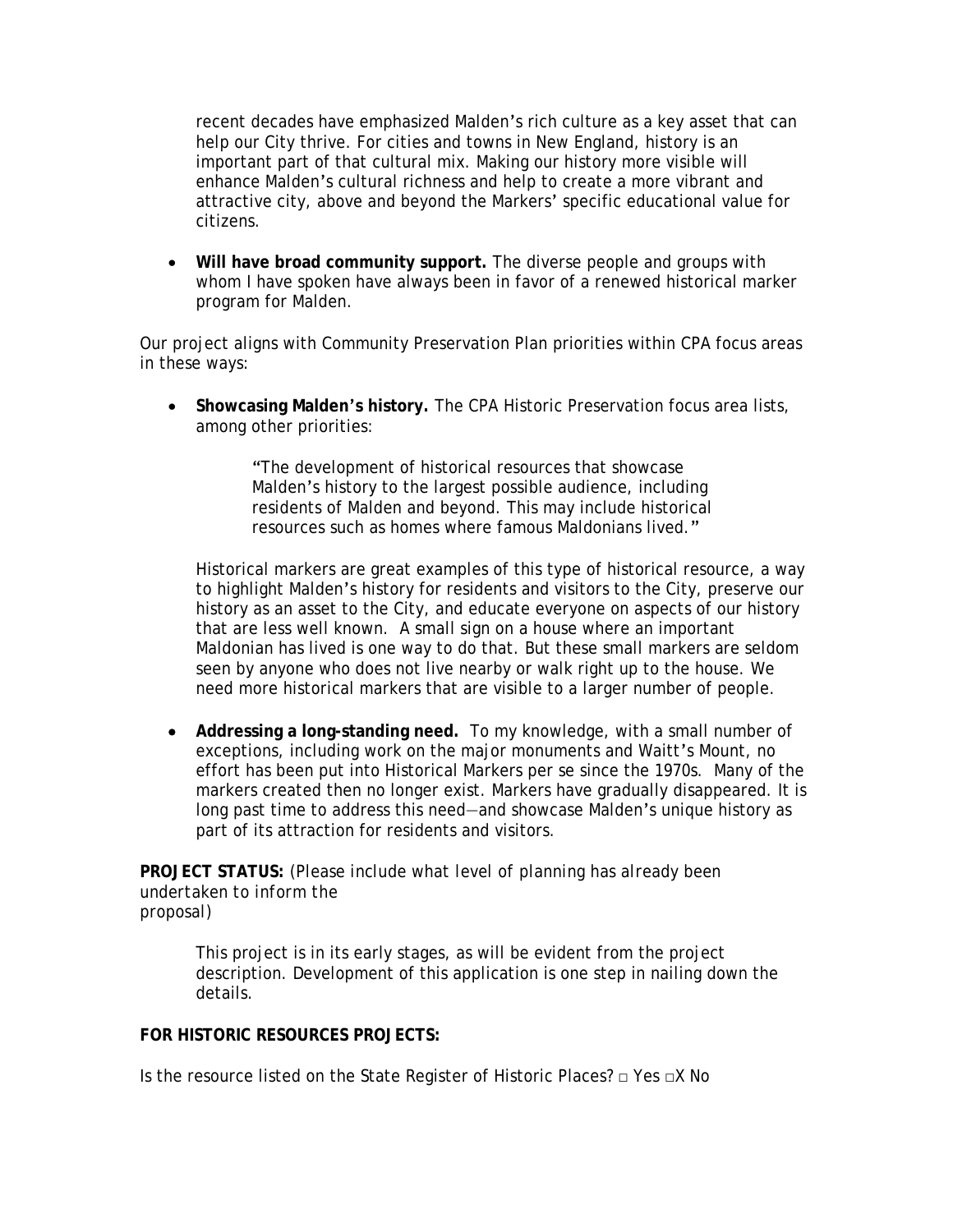recent decades have emphasized Malden's rich culture as a key asset that can help our City thrive. For cities and towns in New England, history is an important part of that cultural mix. Making our history more visible will enhance Malden's cultural richness and help to create a more vibrant and attractive city, above and beyond the Markers' specific educational value for citizens.

- **Will have broad community support.** The diverse people and groups with whom I have spoken have always been in favor of a renewed historical marker program for Malden.

Our project aligns with Community Preservation Plan priorities within CPA focus areas in these ways:

- **Showcasing Malden's history.** The CPA Historic Preservation focus area lists, among other priorities:

  > "The development of historical resources that showcase Malden's history to the largest possible audience, including residents of Malden and beyond. This may include historical resources such as homes where famous Maldonians lived."

  Historical markers are great examples of this type of historical resource, a way to highlight Malden's history for residents and visitors to the City, preserve our history as an asset to the City, and educate everyone on aspects of our history that are less well known. A small sign on a house where an important Maldonian has lived is one way to do that. But these small markers are seldom seen by anyone who does not live nearby or walk right up to the house. We need more historical markers that are visible to a larger number of people.

- **Addressing a long-standing need.** To my knowledge, with a small number of exceptions, including work on the major monuments and Waitt's Mount, no effort has been put into Historical Markers per se since the 1970s. Many of the markers created then no longer exist. Markers have gradually disappeared. It is long past time to address this need—and showcase Malden's unique history as part of its attraction for residents and visitors.

**PROJECT STATUS:** *(Please include what level of planning has already been undertaken to inform the proposal)*

> This project is in its early stages, as will be evident from the project description. Development of this application is one step in nailing down the details.

**FOR HISTORIC RESOURCES PROJECTS:**

Is the resource listed on the State Register of Historic Places? □ Yes □X No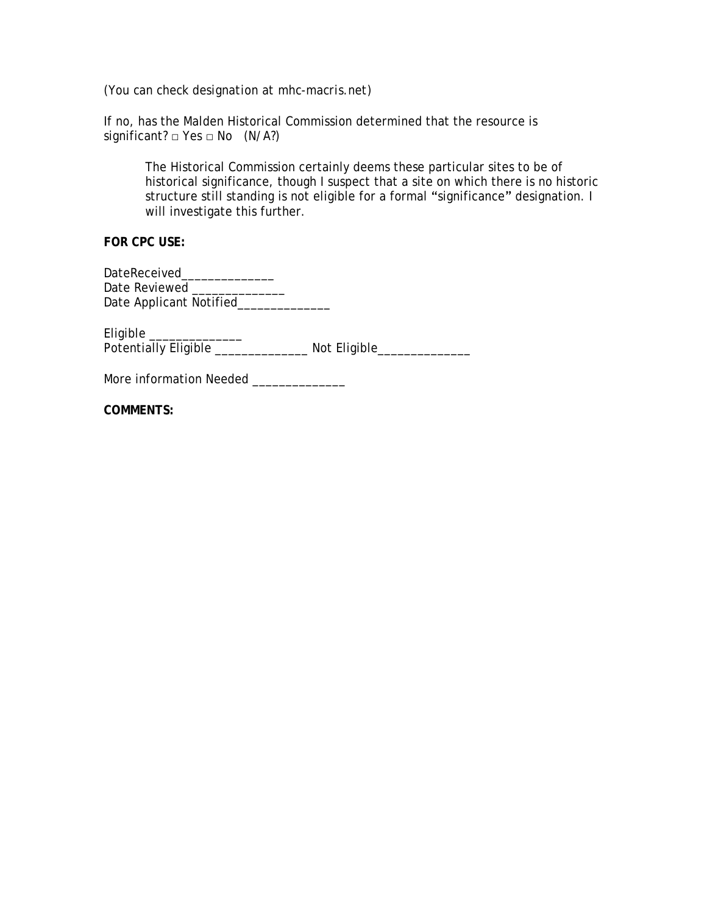(You can check designation at mhc-macris.net)

If no, has the Malden Historical Commission determined that the resource is significant? □ Yes □ No (N/A?)

> The Historical Commission certainly deems these particular sites to be of historical significance, though I suspect that a site on which there is no historic structure still standing is not eligible for a formal "significance" designation. I will investigate this further.

**FOR CPC USE:**

DateReceived______________
Date Reviewed ______________
Date Applicant Notified______________

Eligible ______________
Potentially Eligible ______________ Not Eligible______________

More information Needed ______________

**COMMENTS:**